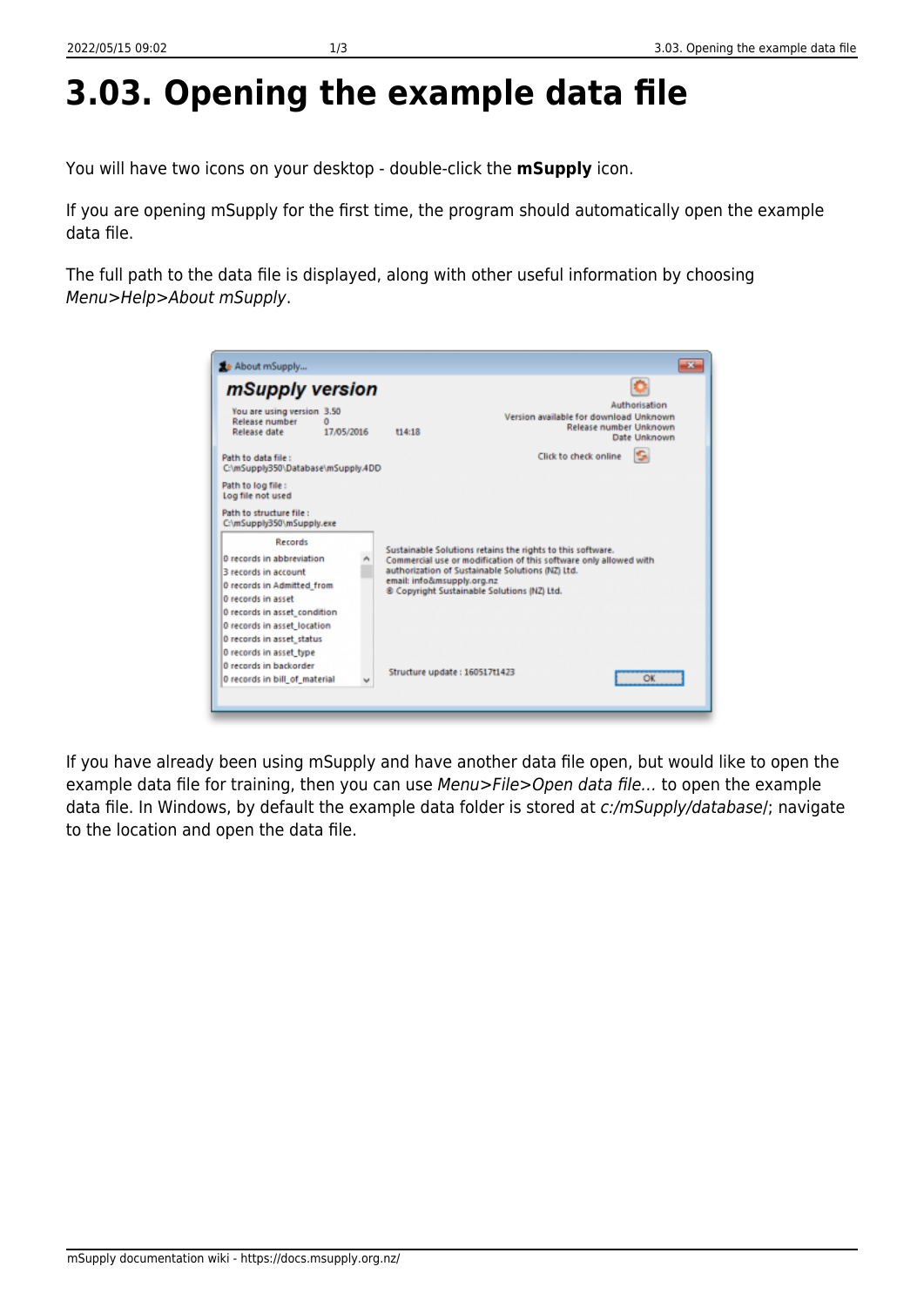# 3.03. Opening the example data file

You will have two icons on your desktop - double-click the **mSupply** icon.

If you are opening mSupply for the first time, the program should automatically open the example data file.

The full path to the data file is displayed, along with other useful information by choosing *Menu>Help>About mSupply*.

If you have already been using mSupply and have another data file open, but would like to open the example data file for training, then you can use *Menu>File>Open data file…* to open the example data file. In Windows, by default the example data folder is stored at *c:/mSupply/database/*; navigate to the location and open the data file.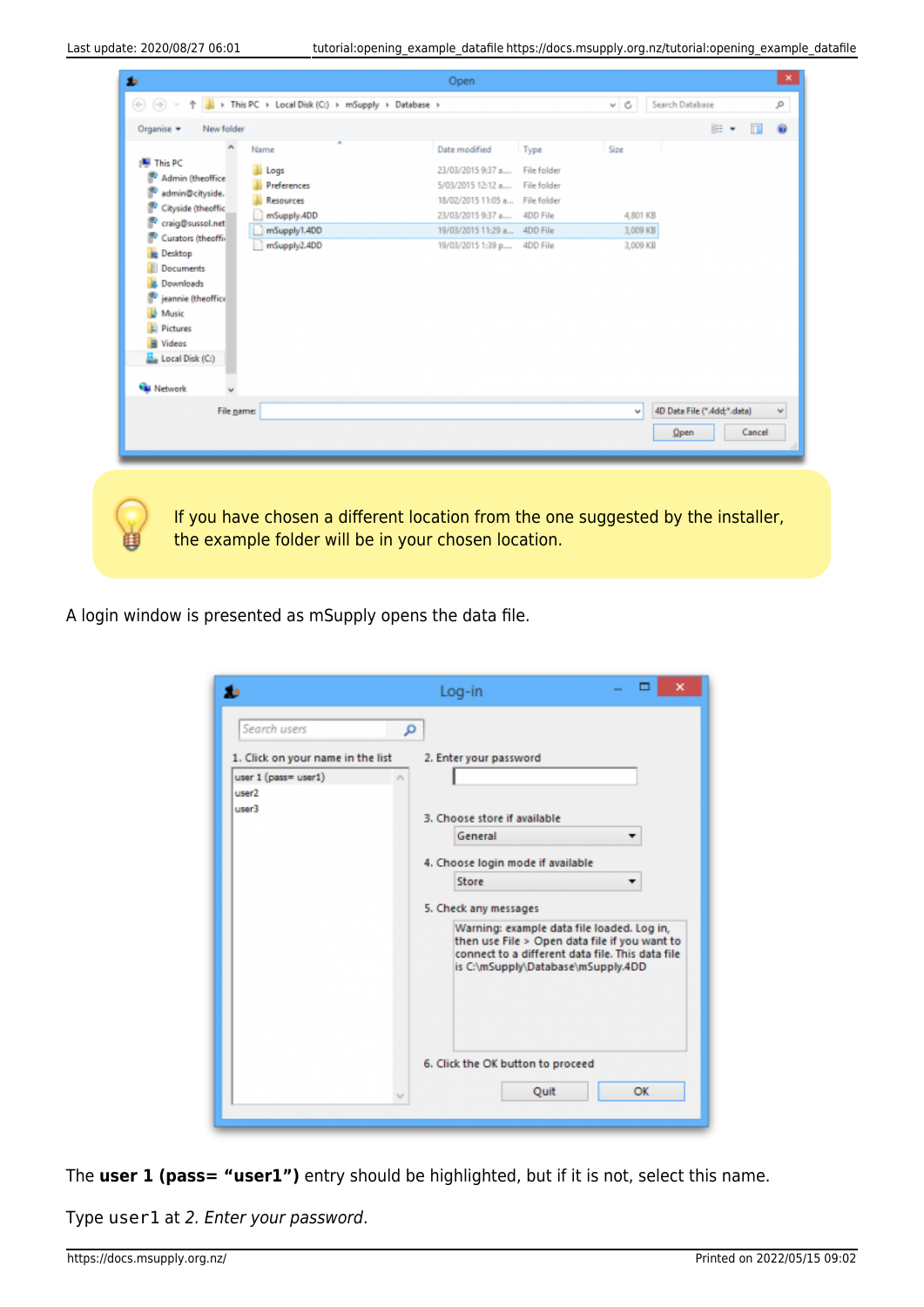If you have chosen a different location from the one suggested by the installer, the example folder will be in your chosen location.

A login window is presented as mSupply opens the data file.

The **user 1 (pass= “user1”)** entry should be highlighted, but if it is not, select this name.

Type `user1` at *2. Enter your password*.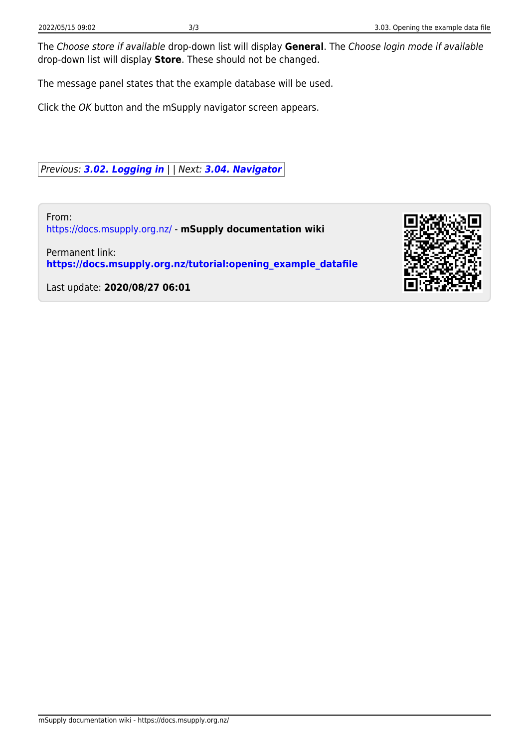The *Choose store if available* drop-down list will display **General**. The *Choose login mode if available* drop-down list will display **Store**. These should not be changed.

The message panel states that the example database will be used.

Click the *OK* button and the mSupply navigator screen appears.

*Previous: **3.02. Logging in** | | Next: **3.04. Navigator***

From:
https://docs.msupply.org.nz/ - **mSupply documentation wiki**

Permanent link:
**https://docs.msupply.org.nz/tutorial:opening_example_datafile**

Last update: **2020/08/27 06:01**